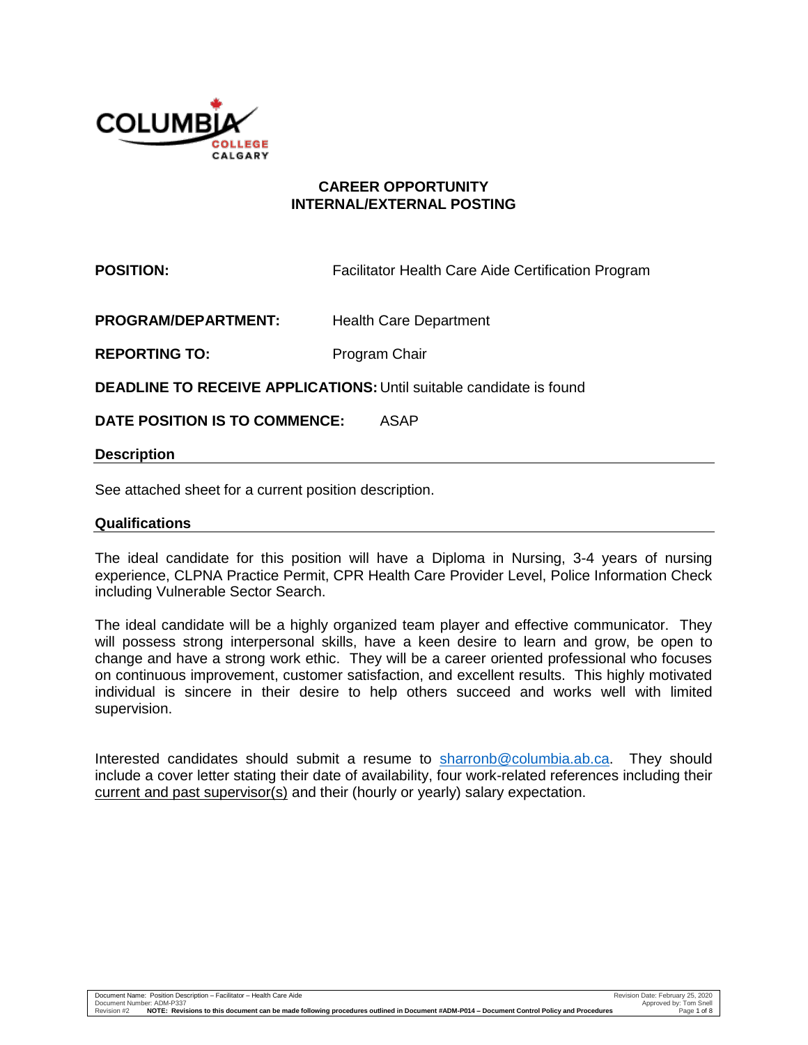COLUMBIA COLLEGE CALGARY

## CAREER OPPORTUNITY
## INTERNAL/EXTERNAL POSTING

**POSITION:** Facilitator Health Care Aide Certification Program

**PROGRAM/DEPARTMENT:** Health Care Department

**REPORTING TO:** Program Chair

**DEADLINE TO RECEIVE APPLICATIONS:** Until suitable candidate is found

**DATE POSITION IS TO COMMENCE:** ASAP

### Description

See attached sheet for a current position description.

### Qualifications

The ideal candidate for this position will have a Diploma in Nursing, 3-4 years of nursing experience, CLPNA Practice Permit, CPR Health Care Provider Level, Police Information Check including Vulnerable Sector Search.

The ideal candidate will be a highly organized team player and effective communicator. They will possess strong interpersonal skills, have a keen desire to learn and grow, be open to change and have a strong work ethic. They will be a career oriented professional who focuses on continuous improvement, customer satisfaction, and excellent results. This highly motivated individual is sincere in their desire to help others succeed and works well with limited supervision.

Interested candidates should submit a resume to sharronb@columbia.ab.ca. They should include a cover letter stating their date of availability, four work-related references including their current and past supervisor(s) and their (hourly or yearly) salary expectation.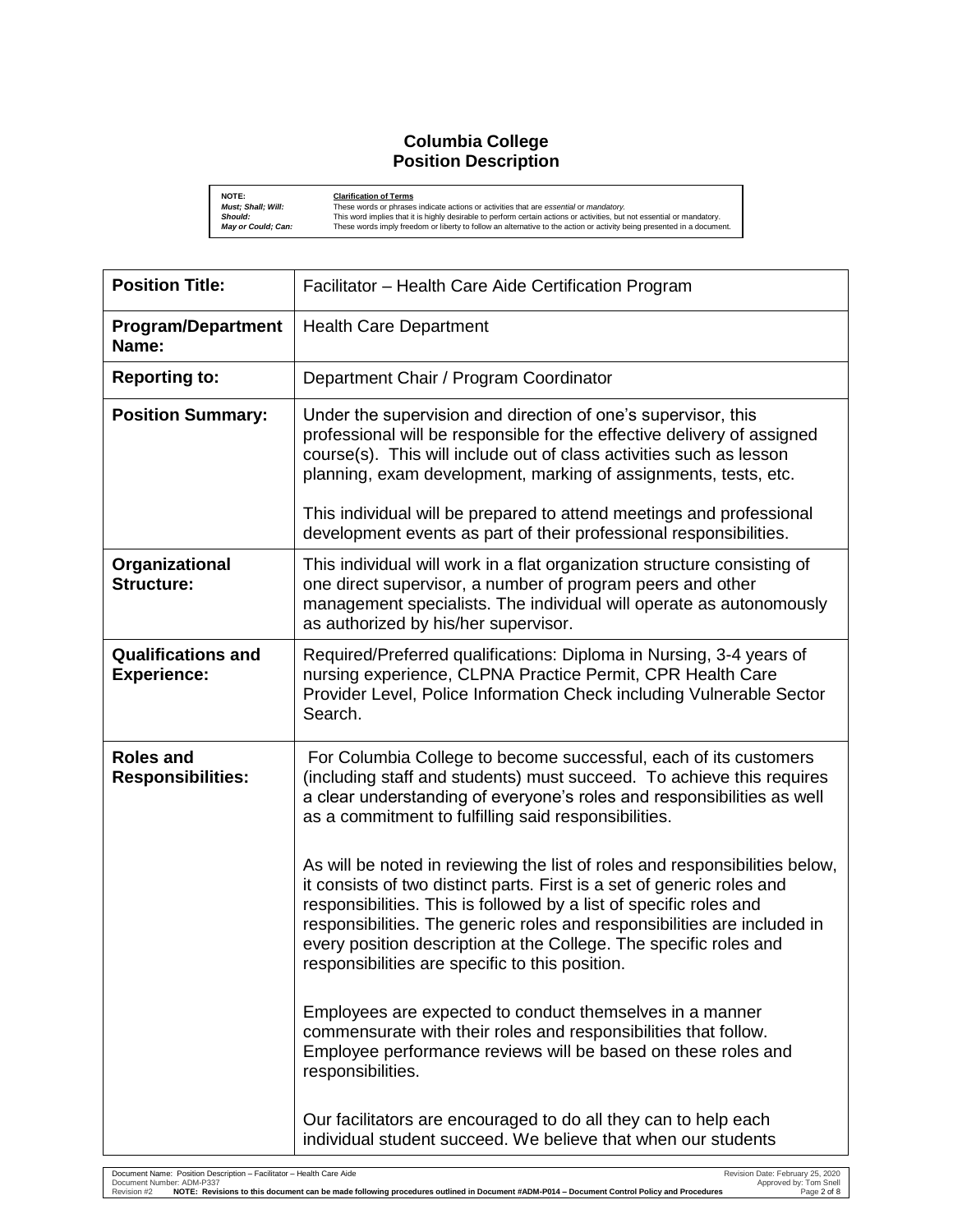**Columbia College**
**Position Description**

| **NOTE:** | **Clarification of Terms** |
| --- | --- |
| ***Must; Shall; Will:*** | These words or phrases indicate actions or activities that are *essential or mandatory.* |
| ***Should:*** | This word implies that it is highly desirable to perform certain actions or activities, but not essential or mandatory. |
| ***May or Could; Can:*** | These words imply freedom or liberty to follow an alternative to the action or activity being presented in a document. |

| | |
| --- | --- |
| **Position Title:** | Facilitator – Health Care Aide Certification Program |
| **Program/Department Name:** | Health Care Department |
| **Reporting to:** | Department Chair / Program Coordinator |
| **Position Summary:** | Under the supervision and direction of one's supervisor, this professional will be responsible for the effective delivery of assigned course(s). This will include out of class activities such as lesson planning, exam development, marking of assignments, tests, etc.<br><br>This individual will be prepared to attend meetings and professional development events as part of their professional responsibilities. |
| **Organizational Structure:** | This individual will work in a flat organization structure consisting of one direct supervisor, a number of program peers and other management specialists. The individual will operate as autonomously as authorized by his/her supervisor. |
| **Qualifications and Experience:** | Required/Preferred qualifications: Diploma in Nursing, 3-4 years of nursing experience, CLPNA Practice Permit, CPR Health Care Provider Level, Police Information Check including Vulnerable Sector Search. |
| **Roles and Responsibilities:** | For Columbia College to become successful, each of its customers (including staff and students) must succeed. To achieve this requires a clear understanding of everyone's roles and responsibilities as well as a commitment to fulfilling said responsibilities.<br><br>As will be noted in reviewing the list of roles and responsibilities below, it consists of two distinct parts. First is a set of generic roles and responsibilities. This is followed by a list of specific roles and responsibilities. The generic roles and responsibilities are included in every position description at the College. The specific roles and responsibilities are specific to this position.<br><br>Employees are expected to conduct themselves in a manner commensurate with their roles and responsibilities that follow. Employee performance reviews will be based on these roles and responsibilities.<br><br>Our facilitators are encouraged to do all they can to help each individual student succeed. We believe that when our students |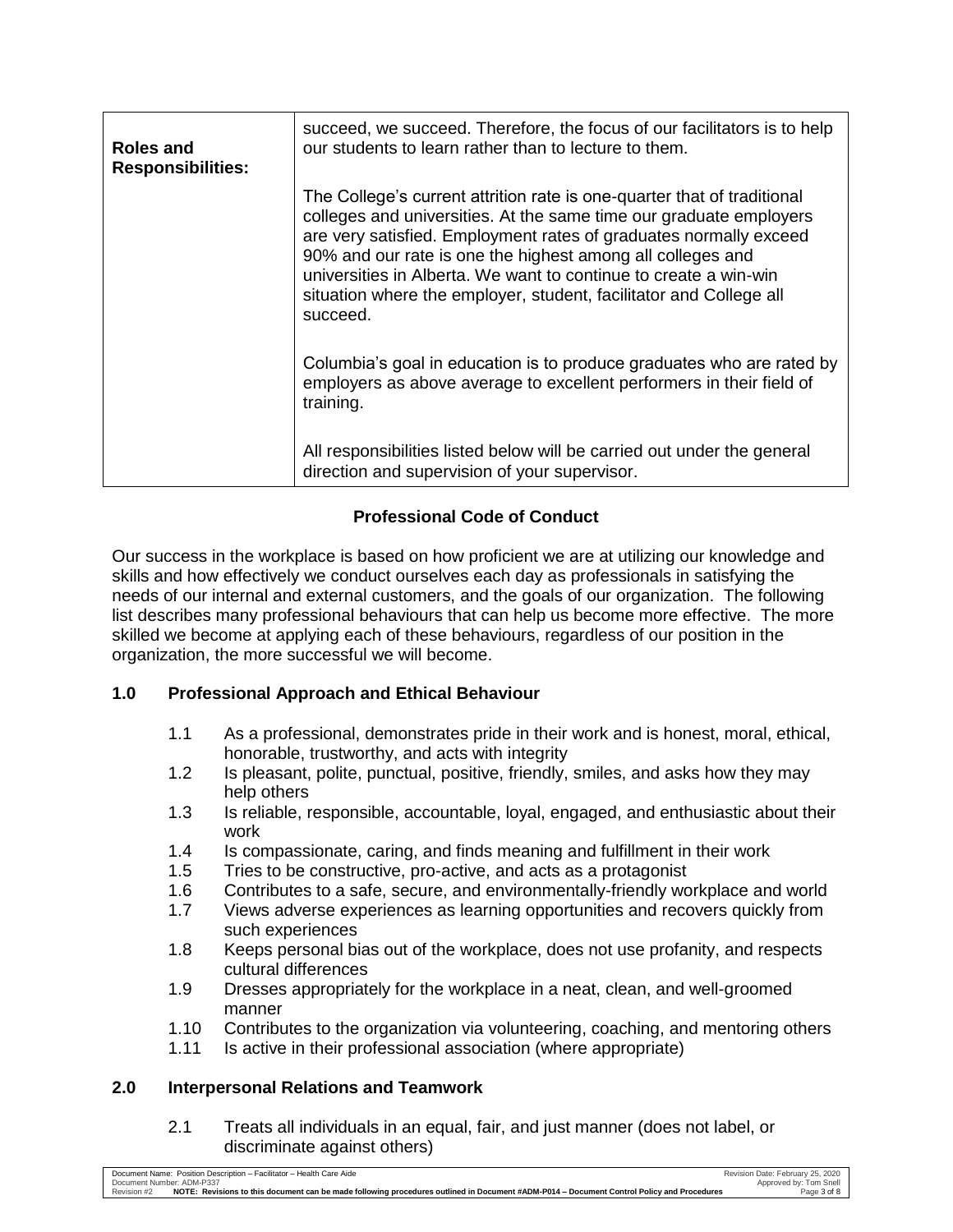| Roles and Responsibilities: | succeed, we succeed. Therefore, the focus of our facilitators is to help our students to learn rather than to lecture to them.<br><br>The College's current attrition rate is one-quarter that of traditional colleges and universities. At the same time our graduate employers are very satisfied. Employment rates of graduates normally exceed 90% and our rate is one the highest among all colleges and universities in Alberta. We want to continue to create a win-win situation where the employer, student, facilitator and College all succeed.<br><br>Columbia's goal in education is to produce graduates who are rated by employers as above average to excellent performers in their field of training.<br><br>All responsibilities listed below will be carried out under the general direction and supervision of your supervisor. |
|---|---|

## Professional Code of Conduct

Our success in the workplace is based on how proficient we are at utilizing our knowledge and skills and how effectively we conduct ourselves each day as professionals in satisfying the needs of our internal and external customers, and the goals of our organization. The following list describes many professional behaviours that can help us become more effective. The more skilled we become at applying each of these behaviours, regardless of our position in the organization, the more successful we will become.

### 1.0 Professional Approach and Ethical Behaviour

- 1.1 As a professional, demonstrates pride in their work and is honest, moral, ethical, honorable, trustworthy, and acts with integrity
- 1.2 Is pleasant, polite, punctual, positive, friendly, smiles, and asks how they may help others
- 1.3 Is reliable, responsible, accountable, loyal, engaged, and enthusiastic about their work
- 1.4 Is compassionate, caring, and finds meaning and fulfillment in their work
- 1.5 Tries to be constructive, pro-active, and acts as a protagonist
- 1.6 Contributes to a safe, secure, and environmentally-friendly workplace and world
- 1.7 Views adverse experiences as learning opportunities and recovers quickly from such experiences
- 1.8 Keeps personal bias out of the workplace, does not use profanity, and respects cultural differences
- 1.9 Dresses appropriately for the workplace in a neat, clean, and well-groomed manner
- 1.10 Contributes to the organization via volunteering, coaching, and mentoring others
- 1.11 Is active in their professional association (where appropriate)

### 2.0 Interpersonal Relations and Teamwork

- 2.1 Treats all individuals in an equal, fair, and just manner (does not label, or discriminate against others)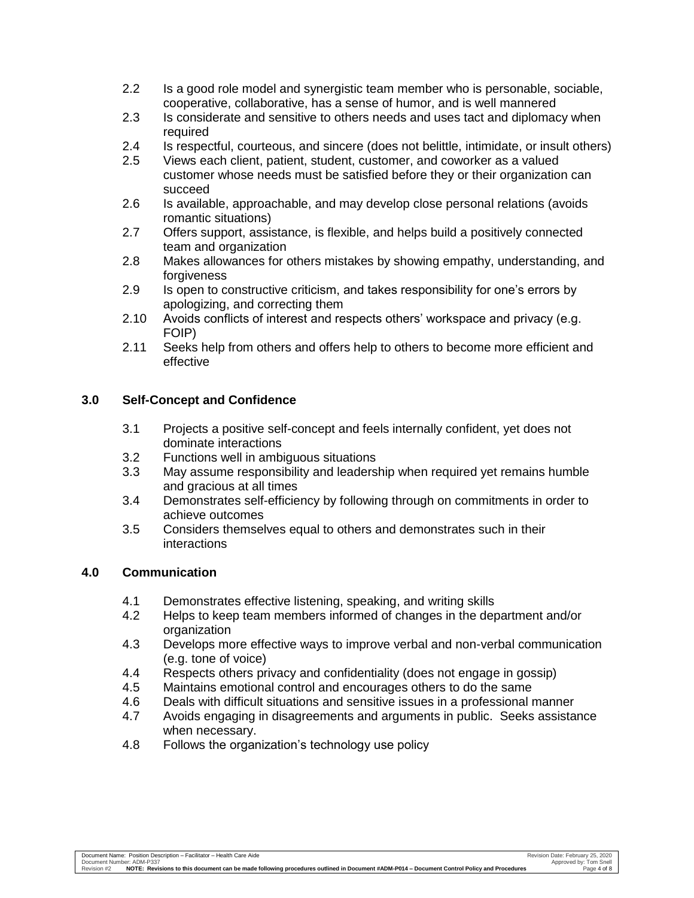2.2 Is a good role model and synergistic team member who is personable, sociable, cooperative, collaborative, has a sense of humor, and is well mannered

2.3 Is considerate and sensitive to others needs and uses tact and diplomacy when required

2.4 Is respectful, courteous, and sincere (does not belittle, intimidate, or insult others)

2.5 Views each client, patient, student, customer, and coworker as a valued customer whose needs must be satisfied before they or their organization can succeed

2.6 Is available, approachable, and may develop close personal relations (avoids romantic situations)

2.7 Offers support, assistance, is flexible, and helps build a positively connected team and organization

2.8 Makes allowances for others mistakes by showing empathy, understanding, and forgiveness

2.9 Is open to constructive criticism, and takes responsibility for one's errors by apologizing, and correcting them

2.10 Avoids conflicts of interest and respects others' workspace and privacy (e.g. FOIP)

2.11 Seeks help from others and offers help to others to become more efficient and effective

## 3.0 Self-Concept and Confidence

3.1 Projects a positive self-concept and feels internally confident, yet does not dominate interactions

3.2 Functions well in ambiguous situations

3.3 May assume responsibility and leadership when required yet remains humble and gracious at all times

3.4 Demonstrates self-efficiency by following through on commitments in order to achieve outcomes

3.5 Considers themselves equal to others and demonstrates such in their interactions

## 4.0 Communication

4.1 Demonstrates effective listening, speaking, and writing skills

4.2 Helps to keep team members informed of changes in the department and/or organization

4.3 Develops more effective ways to improve verbal and non-verbal communication (e.g. tone of voice)

4.4 Respects others privacy and confidentiality (does not engage in gossip)

4.5 Maintains emotional control and encourages others to do the same

4.6 Deals with difficult situations and sensitive issues in a professional manner

4.7 Avoids engaging in disagreements and arguments in public. Seeks assistance when necessary.

4.8 Follows the organization's technology use policy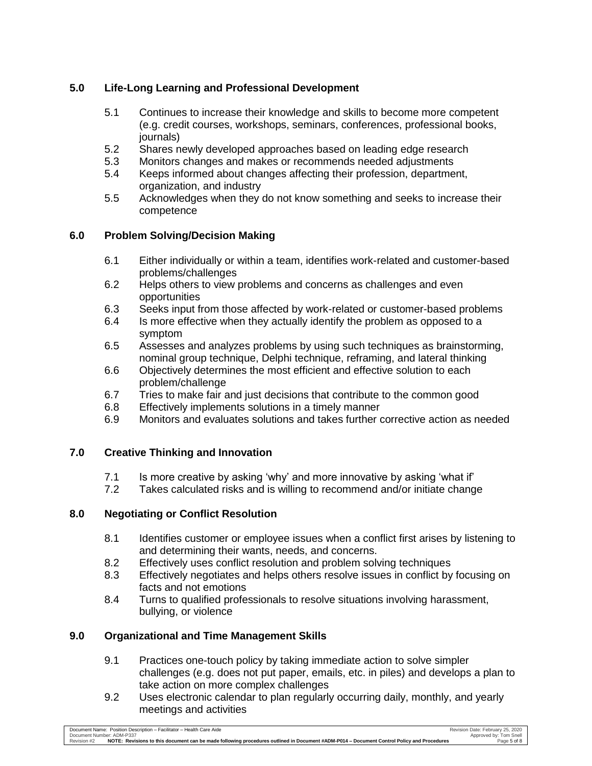## 5.0 Life-Long Learning and Professional Development

5.1 Continues to increase their knowledge and skills to become more competent (e.g. credit courses, workshops, seminars, conferences, professional books, journals)
5.2 Shares newly developed approaches based on leading edge research
5.3 Monitors changes and makes or recommends needed adjustments
5.4 Keeps informed about changes affecting their profession, department, organization, and industry
5.5 Acknowledges when they do not know something and seeks to increase their competence

## 6.0 Problem Solving/Decision Making

6.1 Either individually or within a team, identifies work-related and customer-based problems/challenges
6.2 Helps others to view problems and concerns as challenges and even opportunities
6.3 Seeks input from those affected by work-related or customer-based problems
6.4 Is more effective when they actually identify the problem as opposed to a symptom
6.5 Assesses and analyzes problems by using such techniques as brainstorming, nominal group technique, Delphi technique, reframing, and lateral thinking
6.6 Objectively determines the most efficient and effective solution to each problem/challenge
6.7 Tries to make fair and just decisions that contribute to the common good
6.8 Effectively implements solutions in a timely manner
6.9 Monitors and evaluates solutions and takes further corrective action as needed

## 7.0 Creative Thinking and Innovation

7.1 Is more creative by asking 'why' and more innovative by asking 'what if'
7.2 Takes calculated risks and is willing to recommend and/or initiate change

## 8.0 Negotiating or Conflict Resolution

8.1 Identifies customer or employee issues when a conflict first arises by listening to and determining their wants, needs, and concerns.
8.2 Effectively uses conflict resolution and problem solving techniques
8.3 Effectively negotiates and helps others resolve issues in conflict by focusing on facts and not emotions
8.4 Turns to qualified professionals to resolve situations involving harassment, bullying, or violence

## 9.0 Organizational and Time Management Skills

9.1 Practices one-touch policy by taking immediate action to solve simpler challenges (e.g. does not put paper, emails, etc. in piles) and develops a plan to take action on more complex challenges
9.2 Uses electronic calendar to plan regularly occurring daily, monthly, and yearly meetings and activities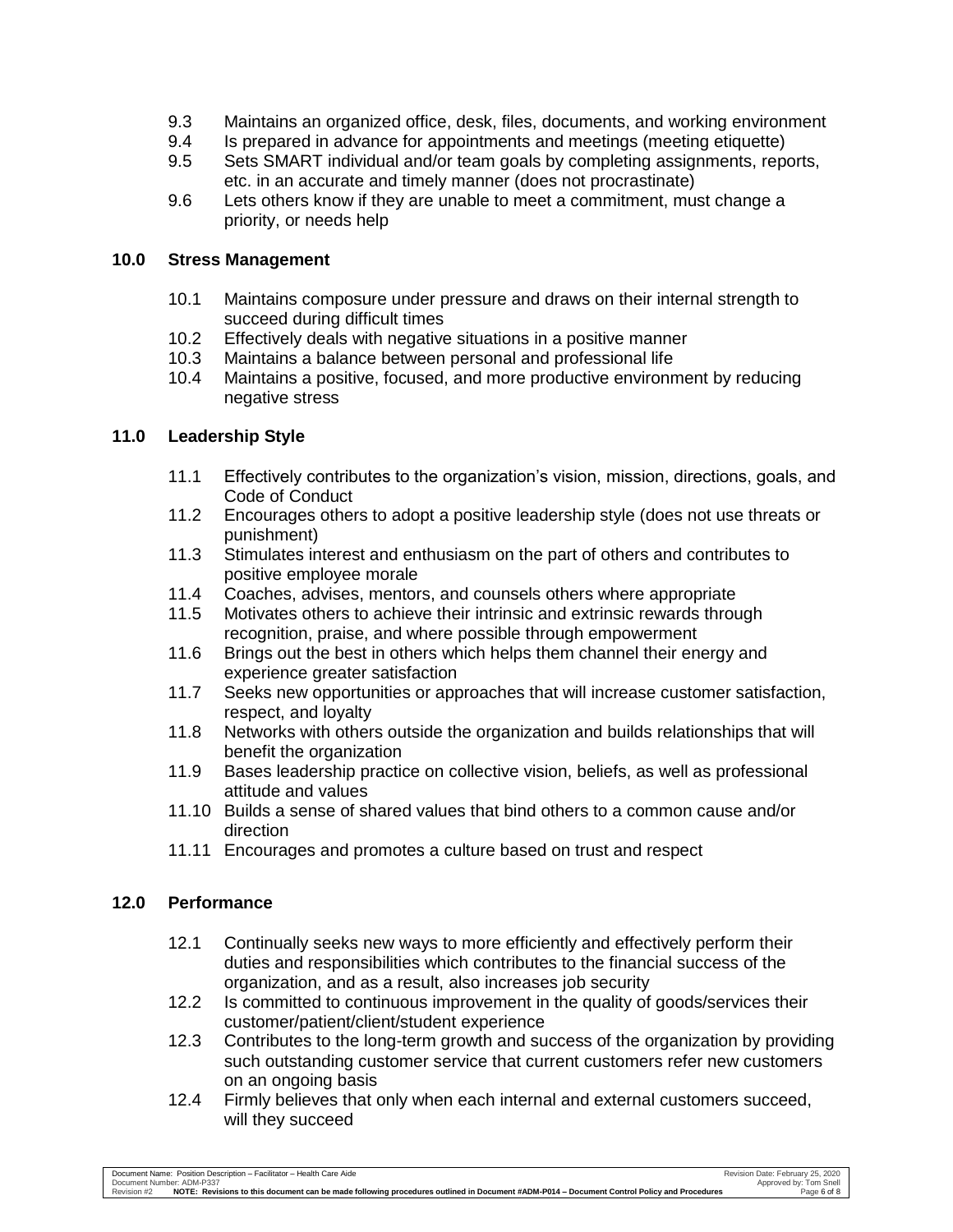9.3 Maintains an organized office, desk, files, documents, and working environment
9.4 Is prepared in advance for appointments and meetings (meeting etiquette)
9.5 Sets SMART individual and/or team goals by completing assignments, reports, etc. in an accurate and timely manner (does not procrastinate)
9.6 Lets others know if they are unable to meet a commitment, must change a priority, or needs help

## 10.0 Stress Management

10.1 Maintains composure under pressure and draws on their internal strength to succeed during difficult times
10.2 Effectively deals with negative situations in a positive manner
10.3 Maintains a balance between personal and professional life
10.4 Maintains a positive, focused, and more productive environment by reducing negative stress

## 11.0 Leadership Style

11.1 Effectively contributes to the organization's vision, mission, directions, goals, and Code of Conduct
11.2 Encourages others to adopt a positive leadership style (does not use threats or punishment)
11.3 Stimulates interest and enthusiasm on the part of others and contributes to positive employee morale
11.4 Coaches, advises, mentors, and counsels others where appropriate
11.5 Motivates others to achieve their intrinsic and extrinsic rewards through recognition, praise, and where possible through empowerment
11.6 Brings out the best in others which helps them channel their energy and experience greater satisfaction
11.7 Seeks new opportunities or approaches that will increase customer satisfaction, respect, and loyalty
11.8 Networks with others outside the organization and builds relationships that will benefit the organization
11.9 Bases leadership practice on collective vision, beliefs, as well as professional attitude and values
11.10 Builds a sense of shared values that bind others to a common cause and/or direction
11.11 Encourages and promotes a culture based on trust and respect

## 12.0 Performance

12.1 Continually seeks new ways to more efficiently and effectively perform their duties and responsibilities which contributes to the financial success of the organization, and as a result, also increases job security
12.2 Is committed to continuous improvement in the quality of goods/services their customer/patient/client/student experience
12.3 Contributes to the long-term growth and success of the organization by providing such outstanding customer service that current customers refer new customers on an ongoing basis
12.4 Firmly believes that only when each internal and external customers succeed, will they succeed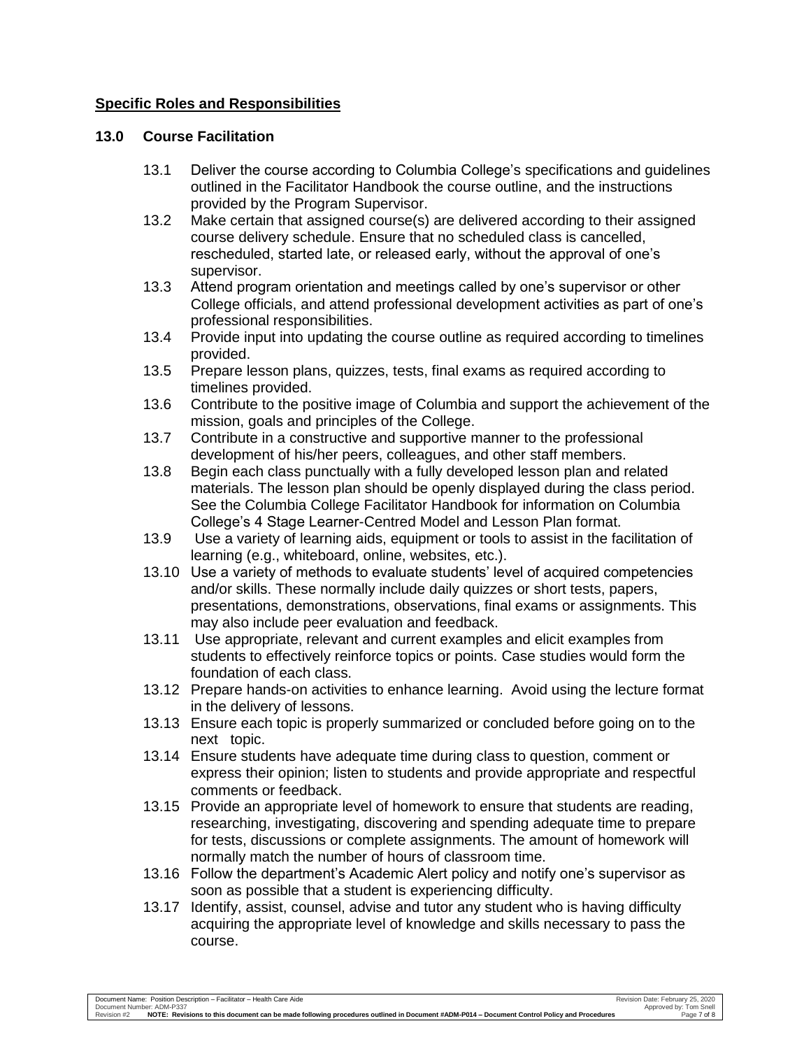**Specific Roles and Responsibilities**

## 13.0 Course Facilitation

- 13.1 Deliver the course according to Columbia College's specifications and guidelines outlined in the Facilitator Handbook the course outline, and the instructions provided by the Program Supervisor.
- 13.2 Make certain that assigned course(s) are delivered according to their assigned course delivery schedule. Ensure that no scheduled class is cancelled, rescheduled, started late, or released early, without the approval of one's supervisor.
- 13.3 Attend program orientation and meetings called by one's supervisor or other College officials, and attend professional development activities as part of one's professional responsibilities.
- 13.4 Provide input into updating the course outline as required according to timelines provided.
- 13.5 Prepare lesson plans, quizzes, tests, final exams as required according to timelines provided.
- 13.6 Contribute to the positive image of Columbia and support the achievement of the mission, goals and principles of the College.
- 13.7 Contribute in a constructive and supportive manner to the professional development of his/her peers, colleagues, and other staff members.
- 13.8 Begin each class punctually with a fully developed lesson plan and related materials. The lesson plan should be openly displayed during the class period. See the Columbia College Facilitator Handbook for information on Columbia College's 4 Stage Learner-Centred Model and Lesson Plan format.
- 13.9 Use a variety of learning aids, equipment or tools to assist in the facilitation of learning (e.g., whiteboard, online, websites, etc.).
- 13.10 Use a variety of methods to evaluate students' level of acquired competencies and/or skills. These normally include daily quizzes or short tests, papers, presentations, demonstrations, observations, final exams or assignments. This may also include peer evaluation and feedback.
- 13.11 Use appropriate, relevant and current examples and elicit examples from students to effectively reinforce topics or points. Case studies would form the foundation of each class.
- 13.12 Prepare hands-on activities to enhance learning. Avoid using the lecture format in the delivery of lessons.
- 13.13 Ensure each topic is properly summarized or concluded before going on to the next topic.
- 13.14 Ensure students have adequate time during class to question, comment or express their opinion; listen to students and provide appropriate and respectful comments or feedback.
- 13.15 Provide an appropriate level of homework to ensure that students are reading, researching, investigating, discovering and spending adequate time to prepare for tests, discussions or complete assignments. The amount of homework will normally match the number of hours of classroom time.
- 13.16 Follow the department's Academic Alert policy and notify one's supervisor as soon as possible that a student is experiencing difficulty.
- 13.17 Identify, assist, counsel, advise and tutor any student who is having difficulty acquiring the appropriate level of knowledge and skills necessary to pass the course.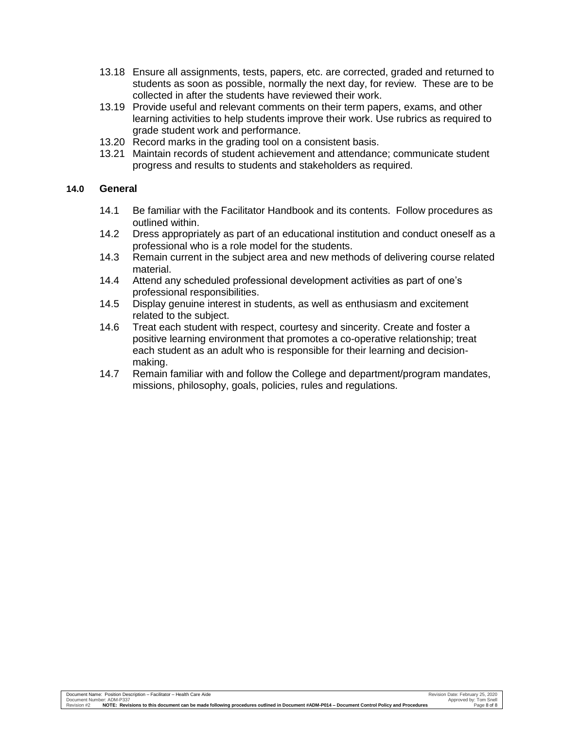13.18 Ensure all assignments, tests, papers, etc. are corrected, graded and returned to students as soon as possible, normally the next day, for review. These are to be collected in after the students have reviewed their work.

13.19 Provide useful and relevant comments on their term papers, exams, and other learning activities to help students improve their work. Use rubrics as required to grade student work and performance.

13.20 Record marks in the grading tool on a consistent basis.

13.21 Maintain records of student achievement and attendance; communicate student progress and results to students and stakeholders as required.

## 14.0 General

14.1 Be familiar with the Facilitator Handbook and its contents. Follow procedures as outlined within.

14.2 Dress appropriately as part of an educational institution and conduct oneself as a professional who is a role model for the students.

14.3 Remain current in the subject area and new methods of delivering course related material.

14.4 Attend any scheduled professional development activities as part of one's professional responsibilities.

14.5 Display genuine interest in students, as well as enthusiasm and excitement related to the subject.

14.6 Treat each student with respect, courtesy and sincerity. Create and foster a positive learning environment that promotes a co-operative relationship; treat each student as an adult who is responsible for their learning and decision-making.

14.7 Remain familiar with and follow the College and department/program mandates, missions, philosophy, goals, policies, rules and regulations.